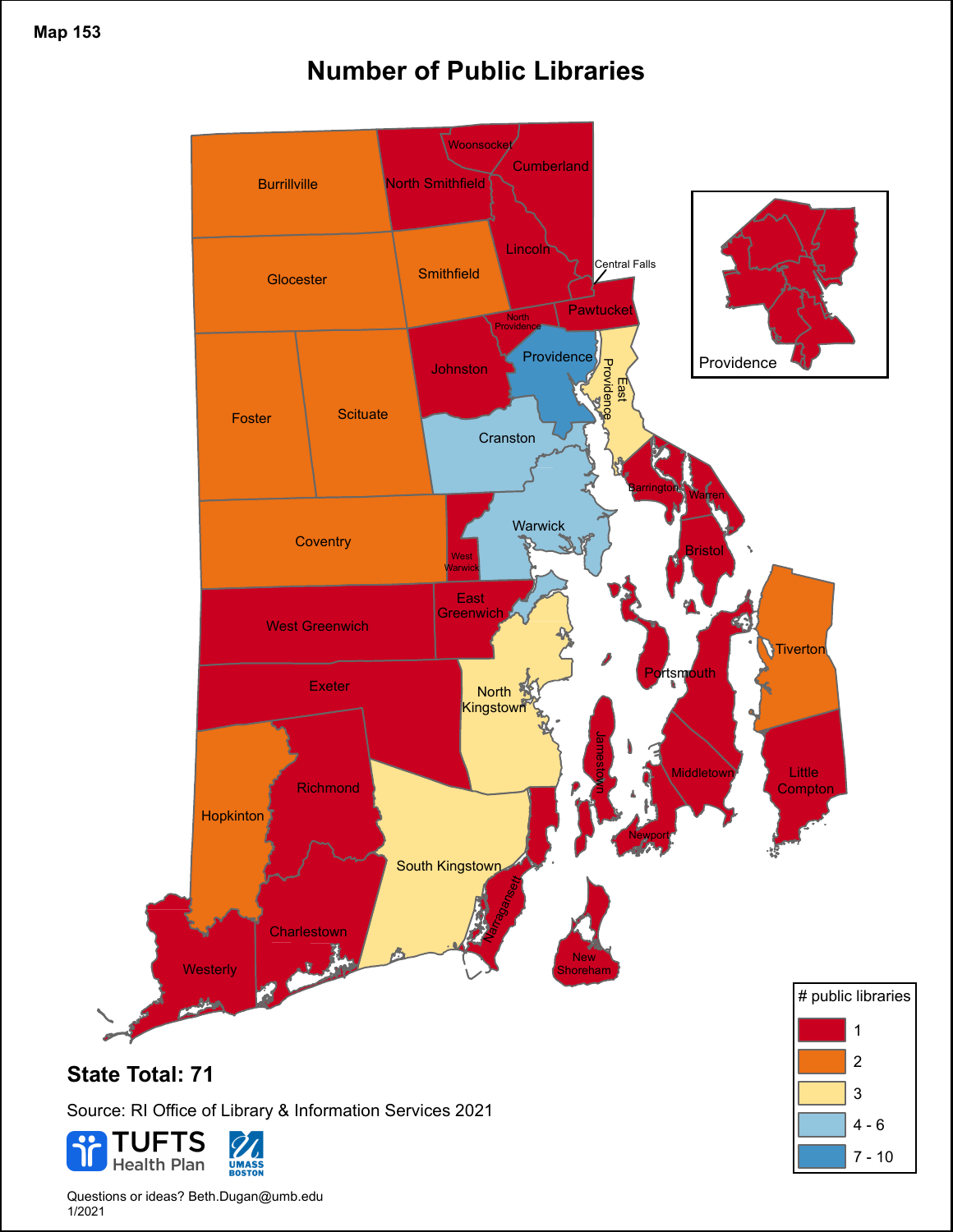Map 153

# Number of Public Libraries

Burrillville, Woonsocket, Cumberland, North Smithfield, Glocester, Smithfield, Lincoln, Central Falls, Pawtucket, North Providence, Providence, Johnston, East Providence, Foster, Scituate, Cranston, Barrington, Warren, Coventry, Warwick, West Warwick, Bristol, East Greenwich, West Greenwich, Tiverton, Portsmouth, Exeter, North Kingstown, Jamestown, Middletown, Little Compton, Richmond, Hopkinton, Newport, South Kingstown, Charlestown, Narragansett, New Shoreham, Westerly

Providence

| # public libraries |
|---|
| 1 |
| 2 |
| 3 |
| 4 - 6 |
| 7 - 10 |

**State Total: 71**

Source: RI Office of Library & Information Services 2021

TUFTS Health Plan

UMASS BOSTON

Questions or ideas? Beth.Dugan@umb.edu

1/2021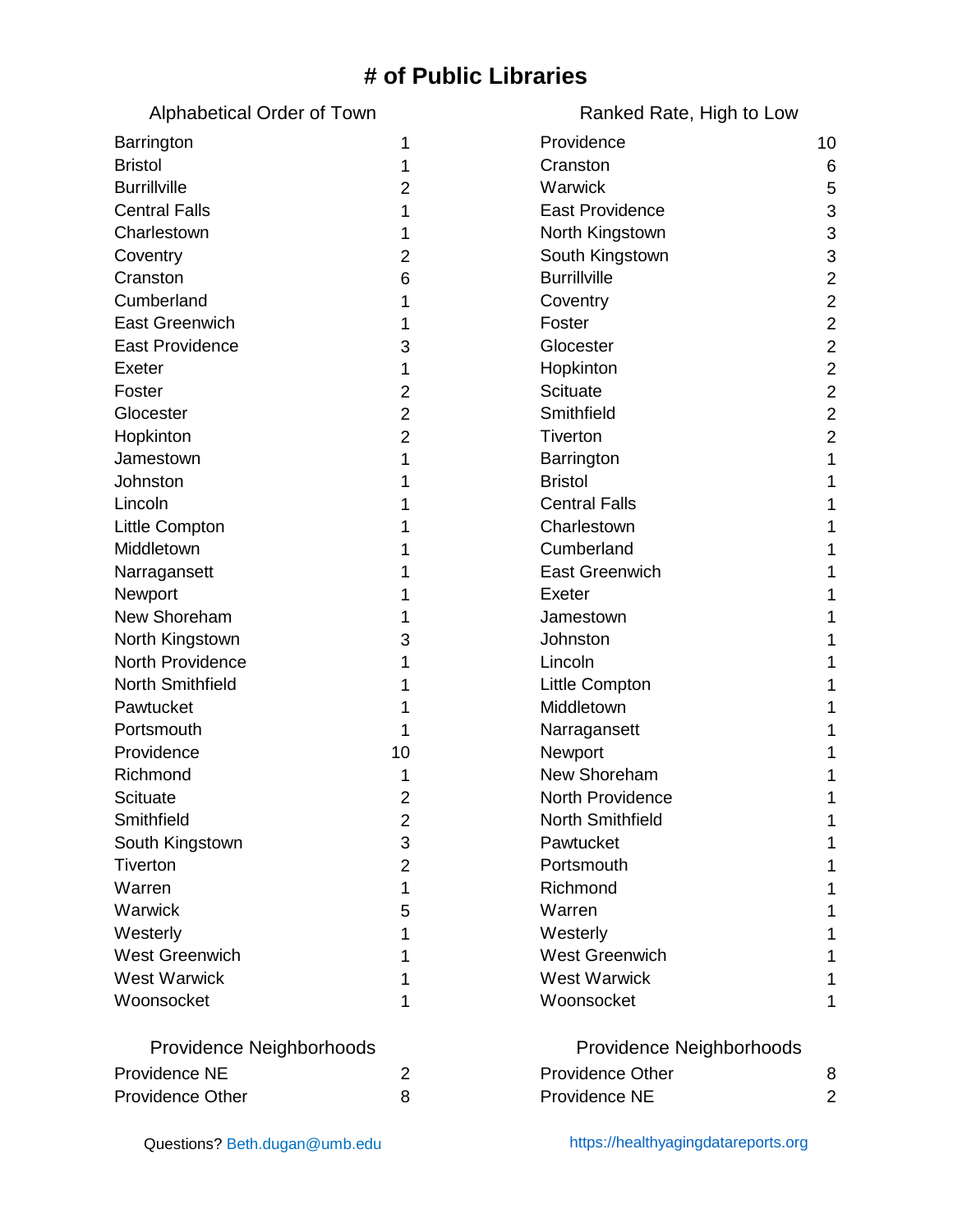# # of Public Libraries

## Alphabetical Order of Town

| | |
|---|---|
| Barrington | 1 |
| Bristol | 1 |
| Burrillville | 2 |
| Central Falls | 1 |
| Charlestown | 1 |
| Coventry | 2 |
| Cranston | 6 |
| Cumberland | 1 |
| East Greenwich | 1 |
| East Providence | 3 |
| Exeter | 1 |
| Foster | 2 |
| Glocester | 2 |
| Hopkinton | 2 |
| Jamestown | 1 |
| Johnston | 1 |
| Lincoln | 1 |
| Little Compton | 1 |
| Middletown | 1 |
| Narragansett | 1 |
| Newport | 1 |
| New Shoreham | 1 |
| North Kingstown | 3 |
| North Providence | 1 |
| North Smithfield | 1 |
| Pawtucket | 1 |
| Portsmouth | 1 |
| Providence | 10 |
| Richmond | 1 |
| Scituate | 2 |
| Smithfield | 2 |
| South Kingstown | 3 |
| Tiverton | 2 |
| Warren | 1 |
| Warwick | 5 |
| Westerly | 1 |
| West Greenwich | 1 |
| West Warwick | 1 |
| Woonsocket | 1 |

## Providence Neighborhoods

| | |
|---|---|
| Providence NE | 2 |
| Providence Other | 8 |

## Ranked Rate, High to Low

| | |
|---|---|
| Providence | 10 |
| Cranston | 6 |
| Warwick | 5 |
| East Providence | 3 |
| North Kingstown | 3 |
| South Kingstown | 3 |
| Burrillville | 2 |
| Coventry | 2 |
| Foster | 2 |
| Glocester | 2 |
| Hopkinton | 2 |
| Scituate | 2 |
| Smithfield | 2 |
| Tiverton | 2 |
| Barrington | 1 |
| Bristol | 1 |
| Central Falls | 1 |
| Charlestown | 1 |
| Cumberland | 1 |
| East Greenwich | 1 |
| Exeter | 1 |
| Jamestown | 1 |
| Johnston | 1 |
| Lincoln | 1 |
| Little Compton | 1 |
| Middletown | 1 |
| Narragansett | 1 |
| Newport | 1 |
| New Shoreham | 1 |
| North Providence | 1 |
| North Smithfield | 1 |
| Pawtucket | 1 |
| Portsmouth | 1 |
| Richmond | 1 |
| Warren | 1 |
| Westerly | 1 |
| West Greenwich | 1 |
| West Warwick | 1 |
| Woonsocket | 1 |

## Providence Neighborhoods

| | |
|---|---|
| Providence Other | 8 |
| Providence NE | 2 |

Questions? Beth.dugan@umb.edu

https://healthyagingdatareports.org